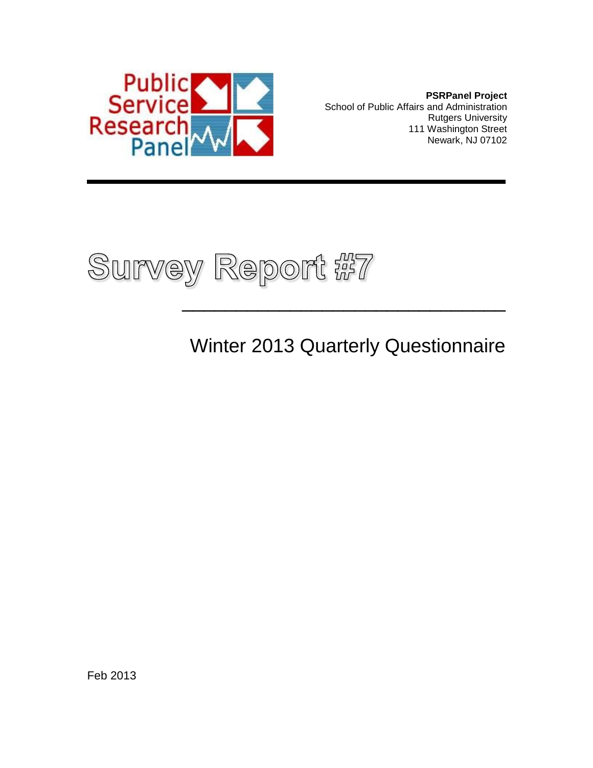Public Service Research Panel

**PSRPanel Project**
School of Public Affairs and Administration
Rutgers University
111 Washington Street
Newark, NJ 07102

# Survey Report #7

## Winter 2013 Quarterly Questionnaire

Feb 2013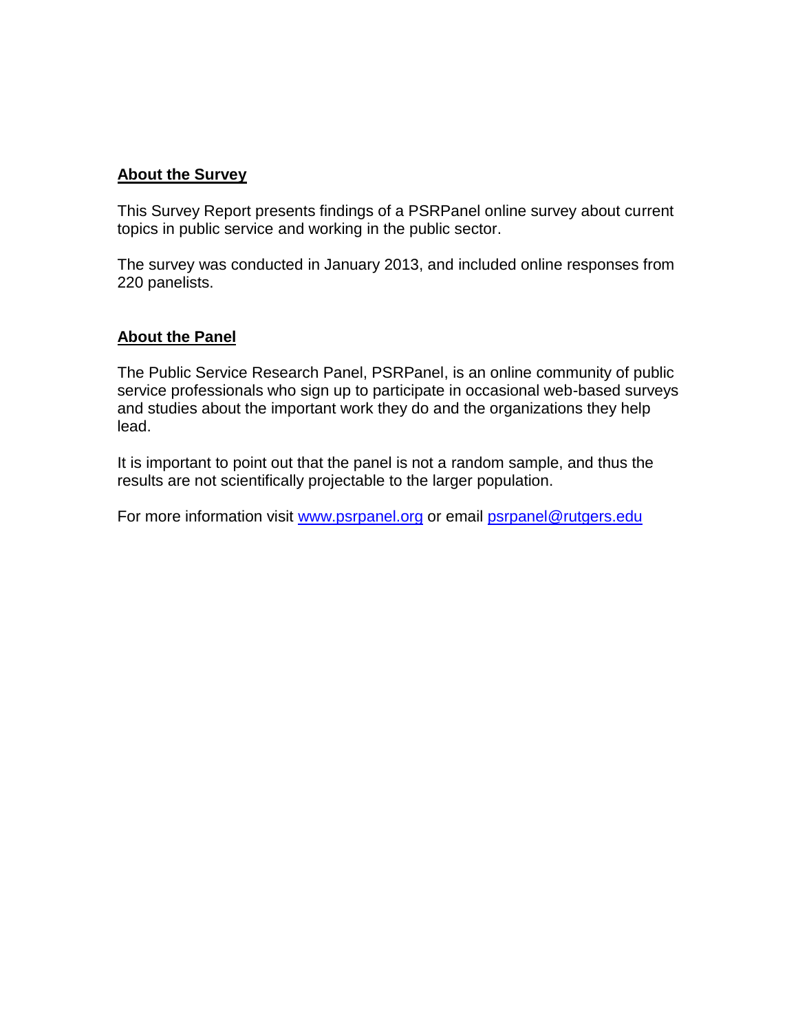## About the Survey

This Survey Report presents findings of a PSRPanel online survey about current topics in public service and working in the public sector.

The survey was conducted in January 2013, and included online responses from 220 panelists.

## About the Panel

The Public Service Research Panel, PSRPanel, is an online community of public service professionals who sign up to participate in occasional web-based surveys and studies about the important work they do and the organizations they help lead.

It is important to point out that the panel is not a random sample, and thus the results are not scientifically projectable to the larger population.

For more information visit [www.psrpanel.org](http://www.psrpanel.org) or email [psrpanel@rutgers.edu](mailto:psrpanel@rutgers.edu)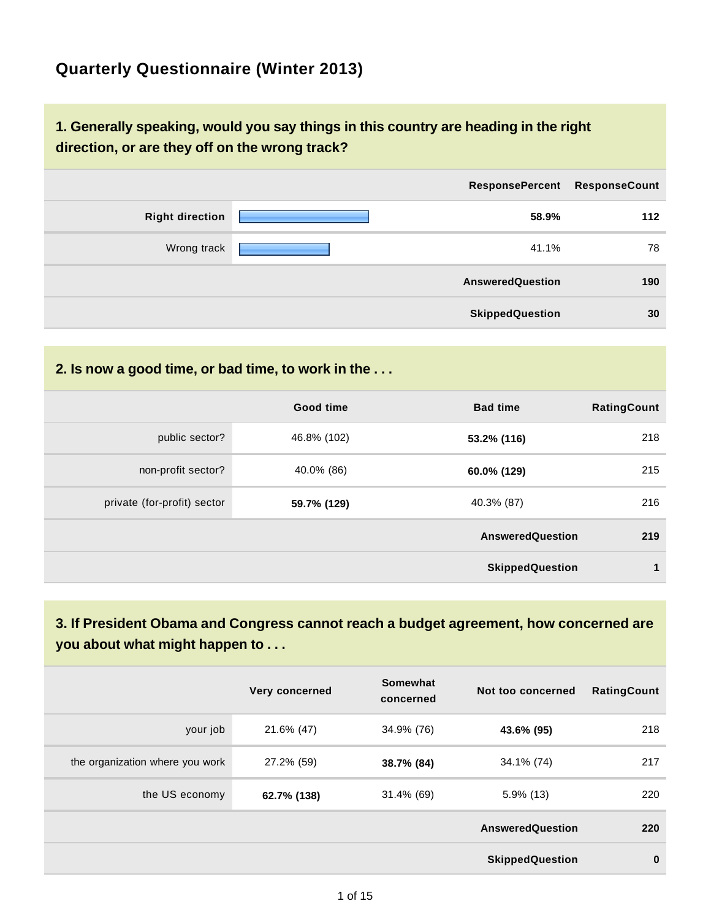# Quarterly Questionnaire (Winter 2013)

## 1. Generally speaking, would you say things in this country are heading in the right direction, or are they off on the wrong track?

| | ResponsePercent | ResponseCount |
|---|---|---|
| **Right direction** | **58.9%** | **112** |
| Wrong track | 41.1% | 78 |
| | **AnsweredQuestion** | **190** |
| | **SkippedQuestion** | **30** |

## 2. Is now a good time, or bad time, to work in the . . .

| | Good time | Bad time | RatingCount |
|---|---|---|---|
| public sector? | 46.8% (102) | **53.2% (116)** | 218 |
| non-profit sector? | 40.0% (86) | **60.0% (129)** | 215 |
| private (for-profit) sector | **59.7% (129)** | 40.3% (87) | 216 |
| | | **AnsweredQuestion** | **219** |
| | | **SkippedQuestion** | **1** |

## 3. If President Obama and Congress cannot reach a budget agreement, how concerned are you about what might happen to . . .

| | Very concerned | Somewhat concerned | Not too concerned | RatingCount |
|---|---|---|---|---|
| your job | 21.6% (47) | 34.9% (76) | **43.6% (95)** | 218 |
| the organization where you work | 27.2% (59) | **38.7% (84)** | 34.1% (74) | 217 |
| the US economy | **62.7% (138)** | 31.4% (69) | 5.9% (13) | 220 |
| | | | **AnsweredQuestion** | **220** |
| | | | **SkippedQuestion** | **0** |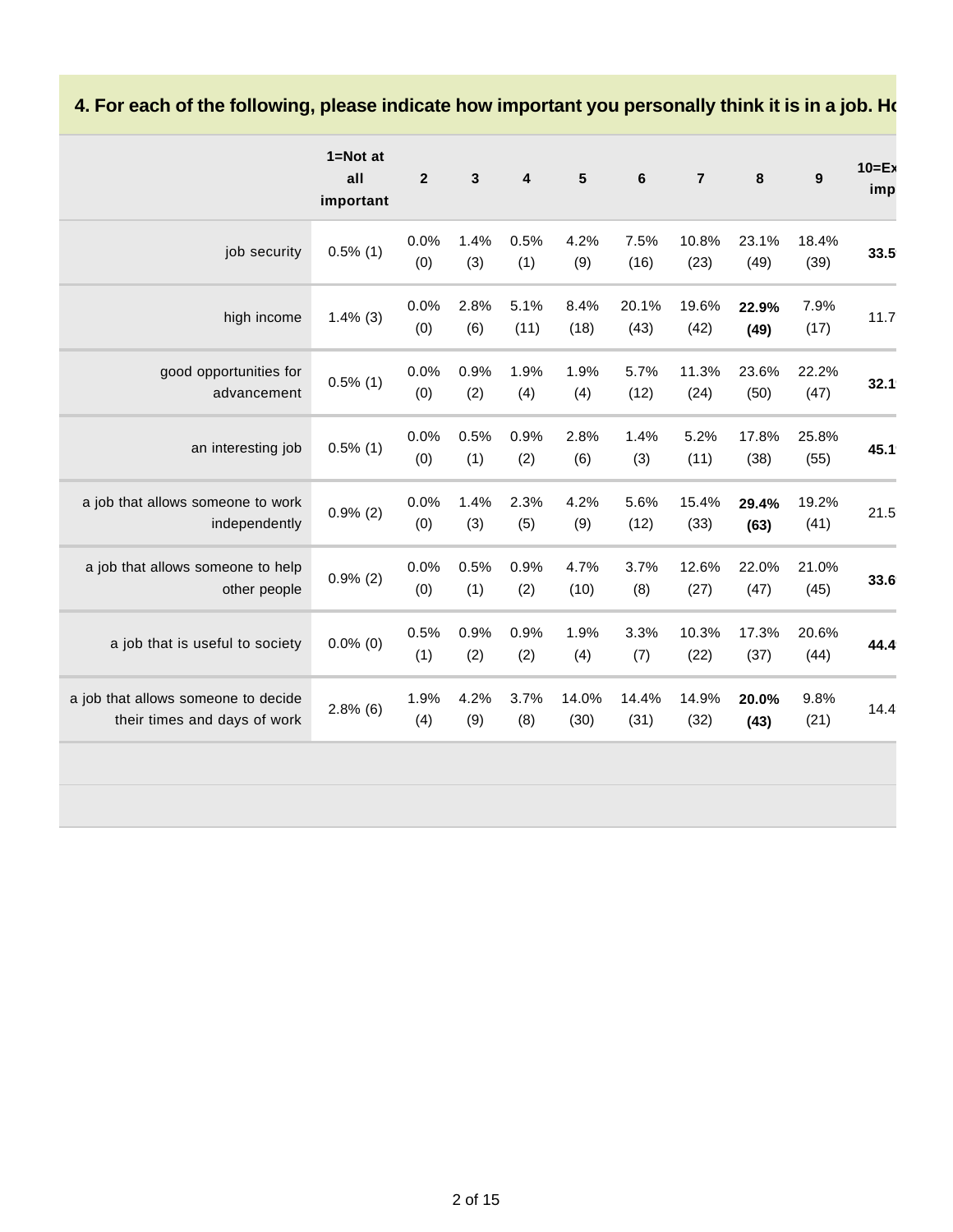### 4. For each of the following, please indicate how important you personally think it is in a job. Ho

| | 1=Not at all important | 2 | 3 | 4 | 5 | 6 | 7 | 8 | 9 | 10=Ex imp |
|---|---|---|---|---|---|---|---|---|---|---|
| job security | 0.5% (1) | 0.0% (0) | 1.4% (3) | 0.5% (1) | 4.2% (9) | 7.5% (16) | 10.8% (23) | 23.1% (49) | 18.4% (39) | **33.5** |
| high income | 1.4% (3) | 0.0% (0) | 2.8% (6) | 5.1% (11) | 8.4% (18) | 20.1% (43) | 19.6% (42) | **22.9% (49)** | 7.9% (17) | 11.7 |
| good opportunities for advancement | 0.5% (1) | 0.0% (0) | 0.9% (2) | 1.9% (4) | 1.9% (4) | 5.7% (12) | 11.3% (24) | 23.6% (50) | 22.2% (47) | **32.1** |
| an interesting job | 0.5% (1) | 0.0% (0) | 0.5% (1) | 0.9% (2) | 2.8% (6) | 1.4% (3) | 5.2% (11) | 17.8% (38) | 25.8% (55) | **45.1** |
| a job that allows someone to work independently | 0.9% (2) | 0.0% (0) | 1.4% (3) | 2.3% (5) | 4.2% (9) | 5.6% (12) | 15.4% (33) | **29.4% (63)** | 19.2% (41) | 21.5 |
| a job that allows someone to help other people | 0.9% (2) | 0.0% (0) | 0.5% (1) | 0.9% (2) | 4.7% (10) | 3.7% (8) | 12.6% (27) | 22.0% (47) | 21.0% (45) | **33.6** |
| a job that is useful to society | 0.0% (0) | 0.5% (1) | 0.9% (2) | 0.9% (2) | 1.9% (4) | 3.3% (7) | 10.3% (22) | 17.3% (37) | 20.6% (44) | **44.4** |
| a job that allows someone to decide their times and days of work | 2.8% (6) | 1.9% (4) | 4.2% (9) | 3.7% (8) | 14.0% (30) | 14.4% (31) | 14.9% (32) | **20.0% (43)** | 9.8% (21) | 14.4 |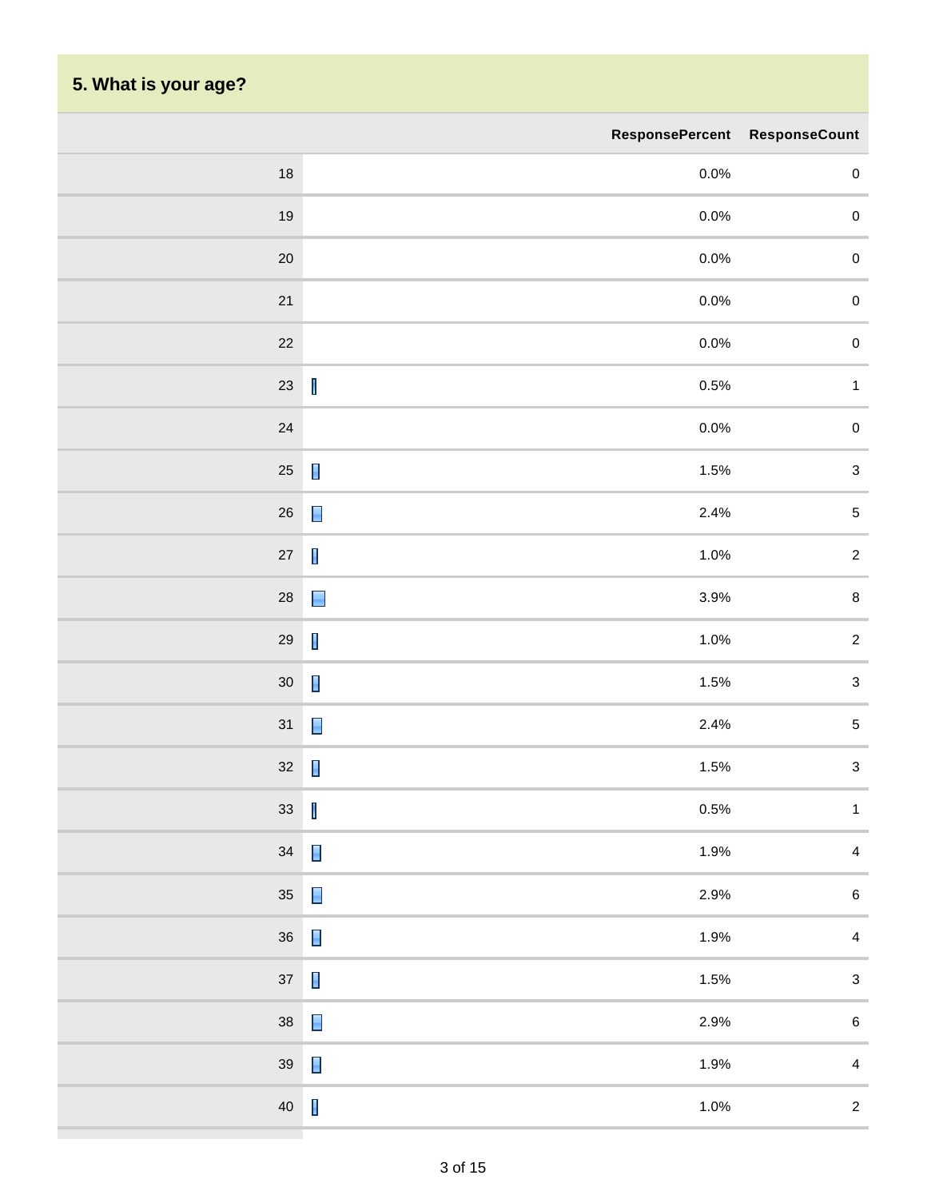## 5. What is your age?

| | Response Percent | Response Count |
|---|---|---|
| 18 | 0.0% | 0 |
| 19 | 0.0% | 0 |
| 20 | 0.0% | 0 |
| 21 | 0.0% | 0 |
| 22 | 0.0% | 0 |
| 23 | 0.5% | 1 |
| 24 | 0.0% | 0 |
| 25 | 1.5% | 3 |
| 26 | 2.4% | 5 |
| 27 | 1.0% | 2 |
| 28 | 3.9% | 8 |
| 29 | 1.0% | 2 |
| 30 | 1.5% | 3 |
| 31 | 2.4% | 5 |
| 32 | 1.5% | 3 |
| 33 | 0.5% | 1 |
| 34 | 1.9% | 4 |
| 35 | 2.9% | 6 |
| 36 | 1.9% | 4 |
| 37 | 1.5% | 3 |
| 38 | 2.9% | 6 |
| 39 | 1.9% | 4 |
| 40 | 1.0% | 2 |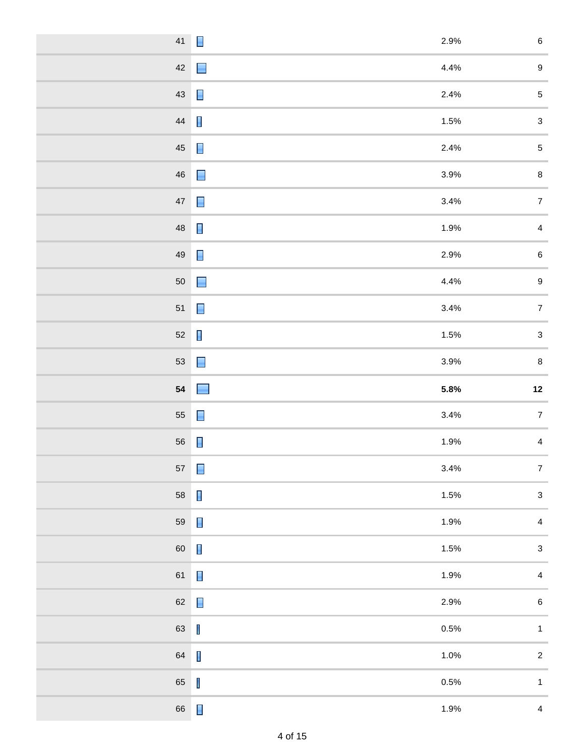| | | | |
|---|---|---|---|
| 41 | | 2.9% | 6 |
| 42 | | 4.4% | 9 |
| 43 | | 2.4% | 5 |
| 44 | | 1.5% | 3 |
| 45 | | 2.4% | 5 |
| 46 | | 3.9% | 8 |
| 47 | | 3.4% | 7 |
| 48 | | 1.9% | 4 |
| 49 | | 2.9% | 6 |
| 50 | | 4.4% | 9 |
| 51 | | 3.4% | 7 |
| 52 | | 1.5% | 3 |
| 53 | | 3.9% | 8 |
| **54** | | **5.8%** | **12** |
| 55 | | 3.4% | 7 |
| 56 | | 1.9% | 4 |
| 57 | | 3.4% | 7 |
| 58 | | 1.5% | 3 |
| 59 | | 1.9% | 4 |
| 60 | | 1.5% | 3 |
| 61 | | 1.9% | 4 |
| 62 | | 2.9% | 6 |
| 63 | | 0.5% | 1 |
| 64 | | 1.0% | 2 |
| 65 | | 0.5% | 1 |
| 66 | | 1.9% | 4 |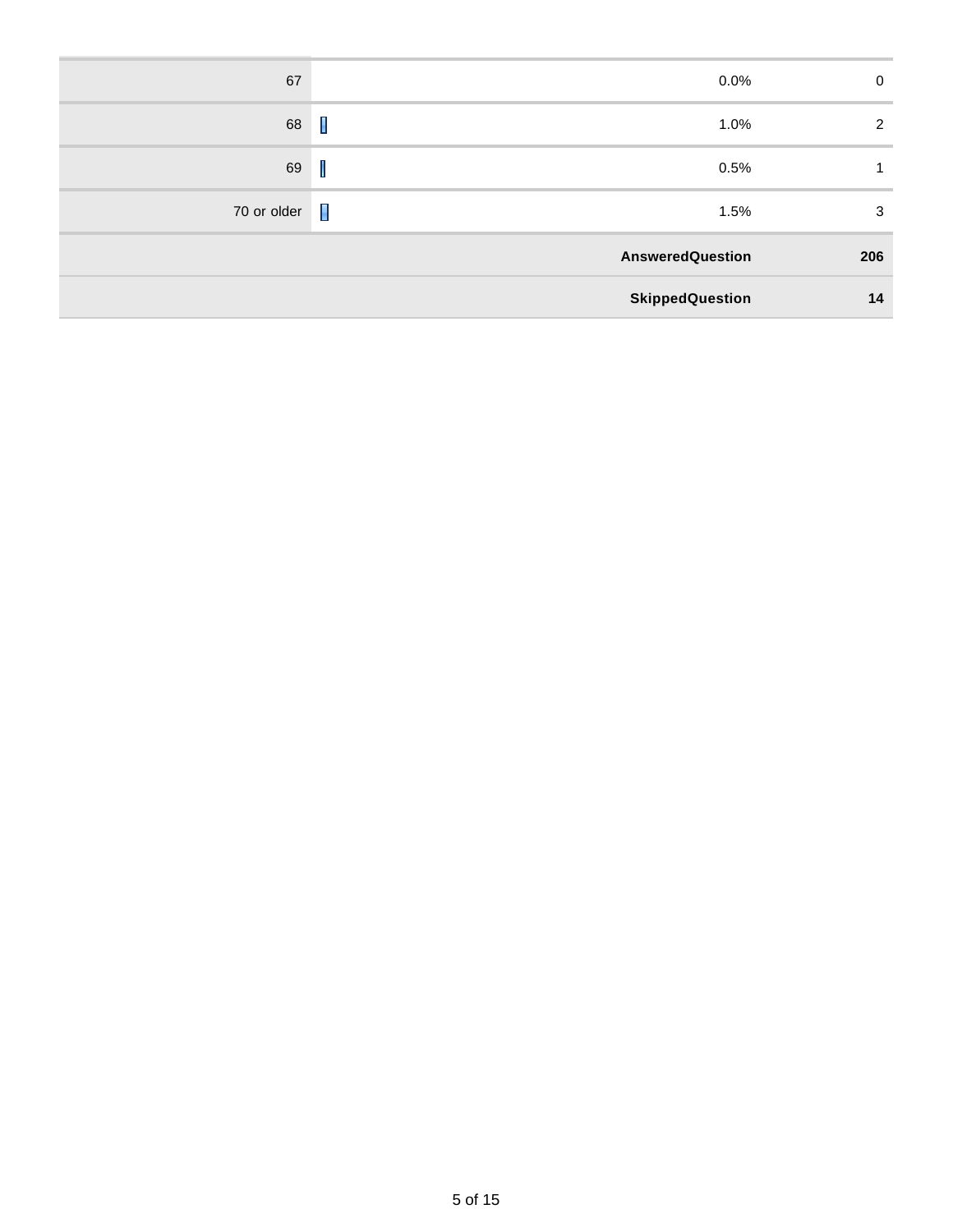| | | | |
|---|---|---|---|
| 67 | | 0.0% | 0 |
| 68 | | 1.0% | 2 |
| 69 | | 0.5% | 1 |
| 70 or older | | 1.5% | 3 |
| | | **AnsweredQuestion** | **206** |
| | | **SkippedQuestion** | **14** |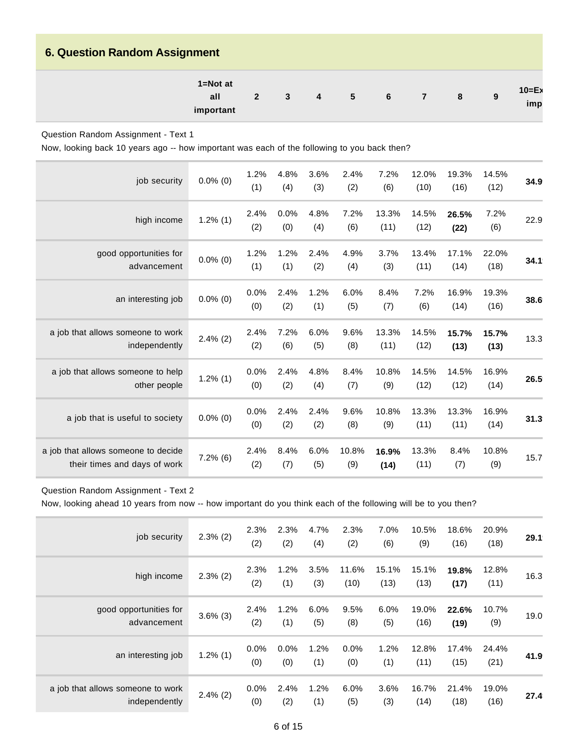## 6. Question Random Assignment

Question Random Assignment - Text 1

Now, looking back 10 years ago -- how important was each of the following to you back then?

| | 1=Not at all important | 2 | 3 | 4 | 5 | 6 | 7 | 8 | 9 | 10=Ex imp |
|---|---|---|---|---|---|---|---|---|---|---|
| job security | 0.0% (0) | 1.2% (1) | 4.8% (4) | 3.6% (3) | 2.4% (2) | 7.2% (6) | 12.0% (10) | 19.3% (16) | 14.5% (12) | **34.9** |
| high income | 1.2% (1) | 2.4% (2) | 0.0% (0) | 4.8% (4) | 7.2% (6) | 13.3% (11) | 14.5% (12) | **26.5% (22)** | 7.2% (6) | 22.9 |
| good opportunities for advancement | 0.0% (0) | 1.2% (1) | 1.2% (1) | 2.4% (2) | 4.9% (4) | 3.7% (3) | 13.4% (11) | 17.1% (14) | 22.0% (18) | **34.1** |
| an interesting job | 0.0% (0) | 0.0% (0) | 2.4% (2) | 1.2% (1) | 6.0% (5) | 8.4% (7) | 7.2% (6) | 16.9% (14) | 19.3% (16) | **38.6** |
| a job that allows someone to work independently | 2.4% (2) | 2.4% (2) | 7.2% (6) | 6.0% (5) | 9.6% (8) | 13.3% (11) | 14.5% (12) | **15.7% (13)** | **15.7% (13)** | 13.3 |
| a job that allows someone to help other people | 1.2% (1) | 0.0% (0) | 2.4% (2) | 4.8% (4) | 8.4% (7) | 10.8% (9) | 14.5% (12) | 14.5% (12) | 16.9% (14) | **26.5** |
| a job that is useful to society | 0.0% (0) | 0.0% (0) | 2.4% (2) | 2.4% (2) | 9.6% (8) | 10.8% (9) | 13.3% (11) | 13.3% (11) | 16.9% (14) | **31.3** |
| a job that allows someone to decide their times and days of work | 7.2% (6) | 2.4% (2) | 8.4% (7) | 6.0% (5) | 10.8% (9) | **16.9% (14)** | 13.3% (11) | 8.4% (7) | 10.8% (9) | 15.7 |

Question Random Assignment - Text 2

Now, looking ahead 10 years from now -- how important do you think each of the following will be to you then?

| | 1=Not at all important | 2 | 3 | 4 | 5 | 6 | 7 | 8 | 9 | 10=Ex imp |
|---|---|---|---|---|---|---|---|---|---|---|
| job security | 2.3% (2) | 2.3% (2) | 2.3% (2) | 4.7% (4) | 2.3% (2) | 7.0% (6) | 10.5% (9) | 18.6% (16) | 20.9% (18) | **29.1** |
| high income | 2.3% (2) | 2.3% (2) | 1.2% (1) | 3.5% (3) | 11.6% (10) | 15.1% (13) | 15.1% (13) | **19.8% (17)** | 12.8% (11) | 16.3 |
| good opportunities for advancement | 3.6% (3) | 2.4% (2) | 1.2% (1) | 6.0% (5) | 9.5% (8) | 6.0% (5) | 19.0% (16) | **22.6% (19)** | 10.7% (9) | 19.0 |
| an interesting job | 1.2% (1) | 0.0% (0) | 0.0% (0) | 1.2% (1) | 0.0% (0) | 1.2% (1) | 12.8% (11) | 17.4% (15) | 24.4% (21) | **41.9** |
| a job that allows someone to work independently | 2.4% (2) | 0.0% (0) | 2.4% (2) | 1.2% (1) | 6.0% (5) | 3.6% (3) | 16.7% (14) | 21.4% (18) | 19.0% (16) | **27.4** |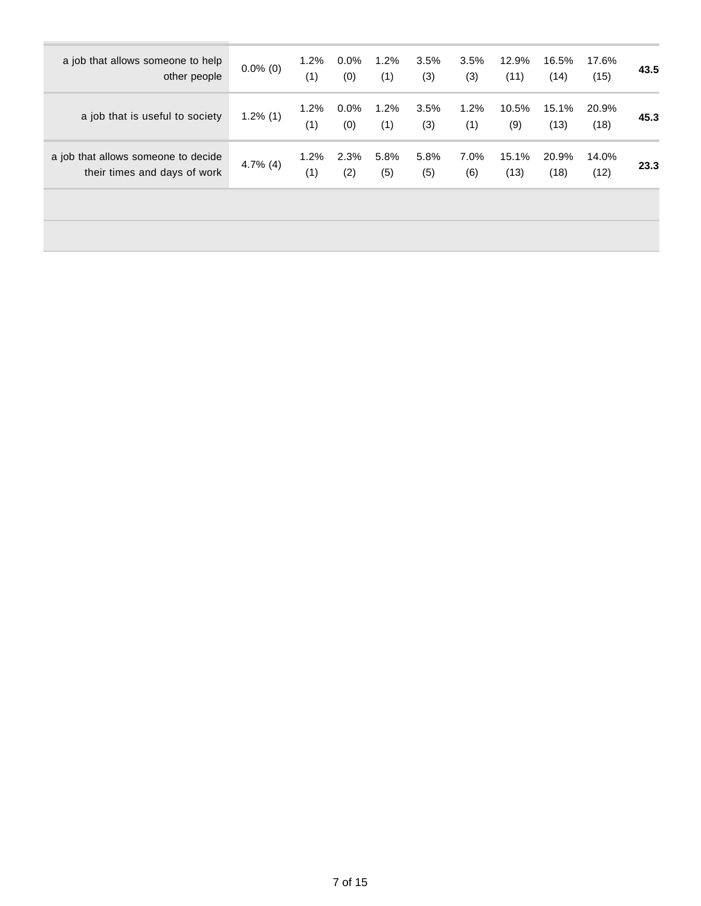| | | | | | | | | | | |
|---|---|---|---|---|---|---|---|---|---|---|
| a job that allows someone to help other people | 0.0% (0) | 1.2% (1) | 0.0% (0) | 1.2% (1) | 3.5% (3) | 3.5% (3) | 12.9% (11) | 16.5% (14) | 17.6% (15) | **43.5** |
| a job that is useful to society | 1.2% (1) | 1.2% (1) | 0.0% (0) | 1.2% (1) | 3.5% (3) | 1.2% (1) | 10.5% (9) | 15.1% (13) | 20.9% (18) | **45.3** |
| a job that allows someone to decide their times and days of work | 4.7% (4) | 1.2% (1) | 2.3% (2) | 5.8% (5) | 5.8% (5) | 7.0% (6) | 15.1% (13) | 20.9% (18) | 14.0% (12) | **23.3** |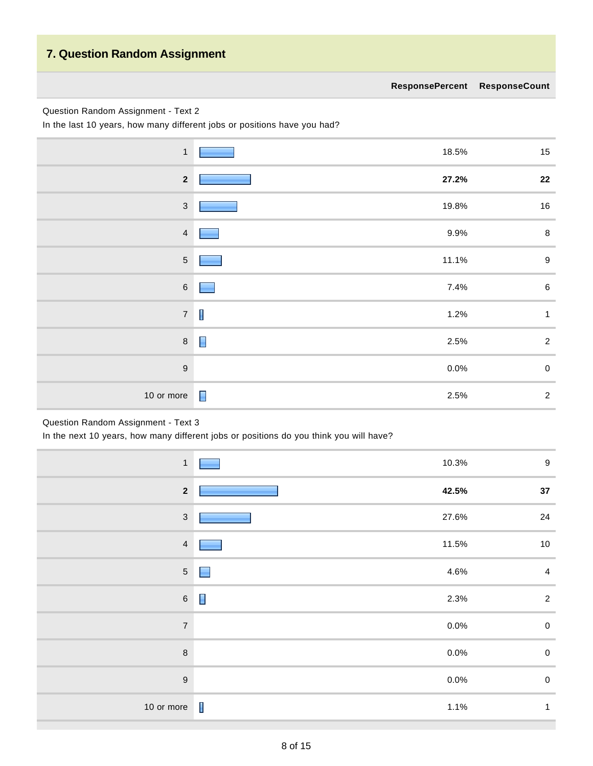## 7. Question Random Assignment

Question Random Assignment - Text 2

In the last 10 years, how many different jobs or positions have you had?

| | ResponsePercent | ResponseCount |
|---|---|---|
| 1 | 18.5% | 15 |
| **2** | **27.2%** | **22** |
| 3 | 19.8% | 16 |
| 4 | 9.9% | 8 |
| 5 | 11.1% | 9 |
| 6 | 7.4% | 6 |
| 7 | 1.2% | 1 |
| 8 | 2.5% | 2 |
| 9 | 0.0% | 0 |
| 10 or more | 2.5% | 2 |

Question Random Assignment - Text 3

In the next 10 years, how many different jobs or positions do you think you will have?

| | ResponsePercent | ResponseCount |
|---|---|---|
| 1 | 10.3% | 9 |
| **2** | **42.5%** | **37** |
| 3 | 27.6% | 24 |
| 4 | 11.5% | 10 |
| 5 | 4.6% | 4 |
| 6 | 2.3% | 2 |
| 7 | 0.0% | 0 |
| 8 | 0.0% | 0 |
| 9 | 0.0% | 0 |
| 10 or more | 1.1% | 1 |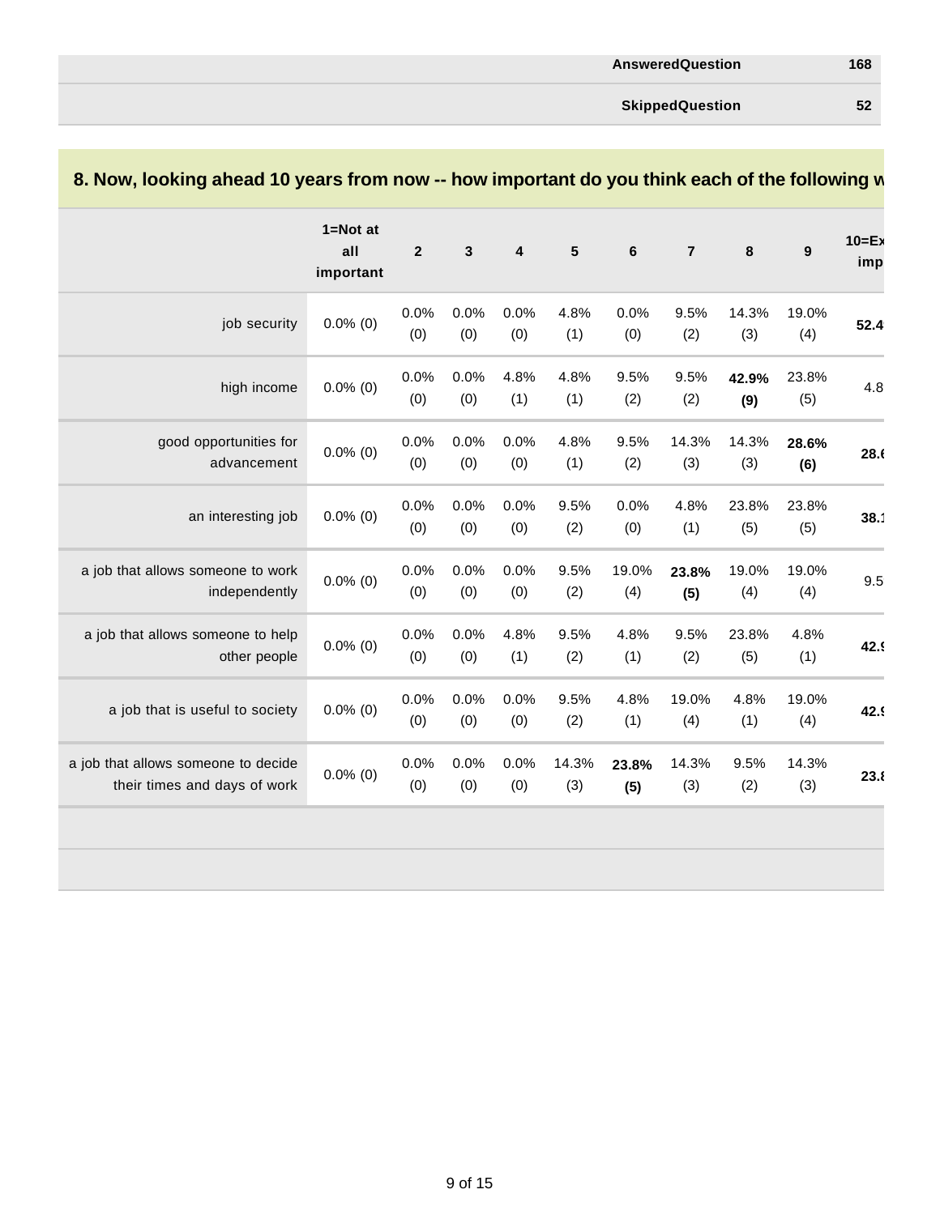| | |
|---|---|
| AnsweredQuestion | 168 |
| SkippedQuestion | 52 |

## 8. Now, looking ahead 10 years from now -- how important do you think each of the following w

| | 1=Not at all important | 2 | 3 | 4 | 5 | 6 | 7 | 8 | 9 | 10=Ex imp |
|---|---|---|---|---|---|---|---|---|---|---|
| job security | 0.0% (0) | 0.0% (0) | 0.0% (0) | 0.0% (0) | 4.8% (1) | 0.0% (0) | 9.5% (2) | 14.3% (3) | 19.0% (4) | **52.4** |
| high income | 0.0% (0) | 0.0% (0) | 0.0% (0) | 4.8% (1) | 4.8% (1) | 9.5% (2) | 9.5% (2) | **42.9% (9)** | 23.8% (5) | 4.8 |
| good opportunities for advancement | 0.0% (0) | 0.0% (0) | 0.0% (0) | 0.0% (0) | 4.8% (1) | 9.5% (2) | 14.3% (3) | 14.3% (3) | **28.6% (6)** | **28.6** |
| an interesting job | 0.0% (0) | 0.0% (0) | 0.0% (0) | 0.0% (0) | 9.5% (2) | 0.0% (0) | 4.8% (1) | 23.8% (5) | 23.8% (5) | **38.1** |
| a job that allows someone to work independently | 0.0% (0) | 0.0% (0) | 0.0% (0) | 0.0% (0) | 9.5% (2) | 19.0% (4) | **23.8% (5)** | 19.0% (4) | 19.0% (4) | 9.5 |
| a job that allows someone to help other people | 0.0% (0) | 0.0% (0) | 0.0% (0) | 4.8% (1) | 9.5% (2) | 4.8% (1) | 9.5% (2) | 23.8% (5) | 4.8% (1) | **42.9** |
| a job that is useful to society | 0.0% (0) | 0.0% (0) | 0.0% (0) | 0.0% (0) | 9.5% (2) | 4.8% (1) | 19.0% (4) | 4.8% (1) | 19.0% (4) | **42.9** |
| a job that allows someone to decide their times and days of work | 0.0% (0) | 0.0% (0) | 0.0% (0) | 0.0% (0) | 14.3% (3) | **23.8% (5)** | 14.3% (3) | 9.5% (2) | 14.3% (3) | **23.8** |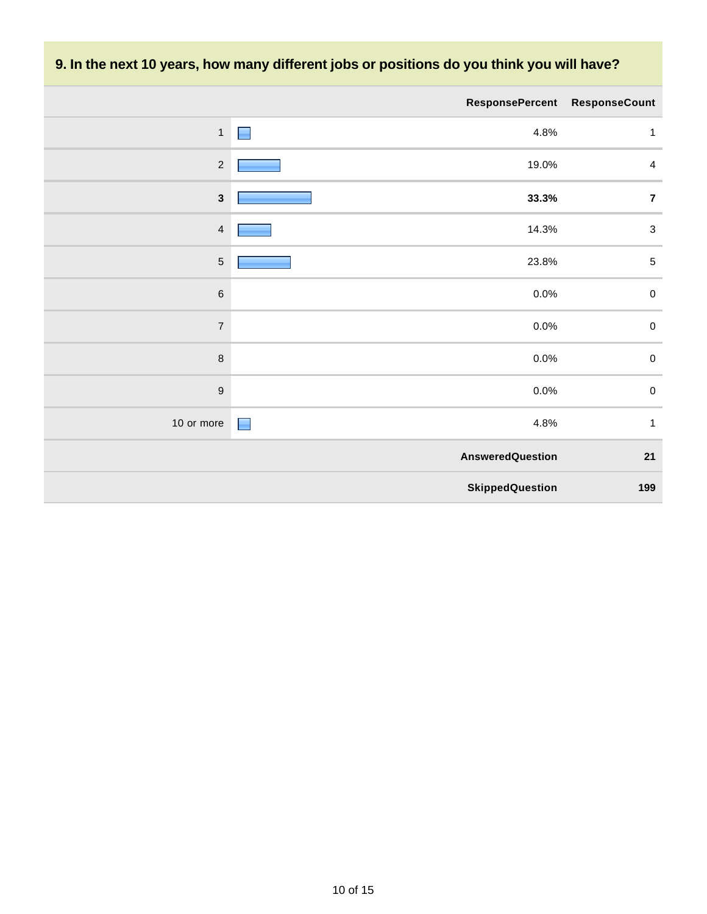## 9. In the next 10 years, how many different jobs or positions do you think you will have?

| | Response Percent | Response Count |
|---|---|---|
| 1 | 4.8% | 1 |
| 2 | 19.0% | 4 |
| **3** | **33.3%** | **7** |
| 4 | 14.3% | 3 |
| 5 | 23.8% | 5 |
| 6 | 0.0% | 0 |
| 7 | 0.0% | 0 |
| 8 | 0.0% | 0 |
| 9 | 0.0% | 0 |
| 10 or more | 4.8% | 1 |
| | **answered question** | **21** |
| | **skipped question** | **199** |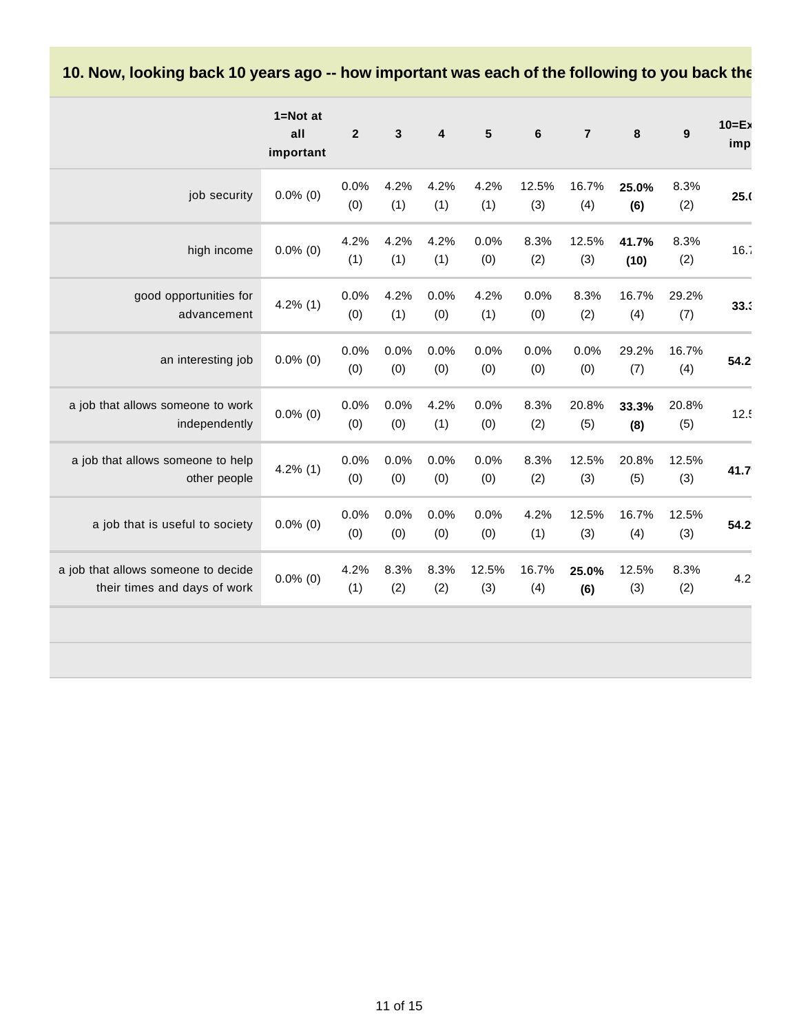## 10. Now, looking back 10 years ago -- how important was each of the following to you back the

| | 1=Not at all important | 2 | 3 | 4 | 5 | 6 | 7 | 8 | 9 | 10=Ex imp |
|---|---|---|---|---|---|---|---|---|---|---|
| job security | 0.0% (0) | 0.0% (0) | 4.2% (1) | 4.2% (1) | 4.2% (1) | 12.5% (3) | 16.7% (4) | **25.0% (6)** | 8.3% (2) | **25.(** |
| high income | 0.0% (0) | 4.2% (1) | 4.2% (1) | 4.2% (1) | 0.0% (0) | 8.3% (2) | 12.5% (3) | **41.7% (10)** | 8.3% (2) | 16.7 |
| good opportunities for advancement | 4.2% (1) | 0.0% (0) | 4.2% (1) | 0.0% (0) | 4.2% (1) | 0.0% (0) | 8.3% (2) | 16.7% (4) | 29.2% (7) | **33.3** |
| an interesting job | 0.0% (0) | 0.0% (0) | 0.0% (0) | 0.0% (0) | 0.0% (0) | 0.0% (0) | 0.0% (0) | 29.2% (7) | 16.7% (4) | **54.2** |
| a job that allows someone to work independently | 0.0% (0) | 0.0% (0) | 0.0% (0) | 4.2% (1) | 0.0% (0) | 8.3% (2) | 20.8% (5) | **33.3% (8)** | 20.8% (5) | 12.5 |
| a job that allows someone to help other people | 4.2% (1) | 0.0% (0) | 0.0% (0) | 0.0% (0) | 0.0% (0) | 8.3% (2) | 12.5% (3) | 20.8% (5) | 12.5% (3) | **41.7** |
| a job that is useful to society | 0.0% (0) | 0.0% (0) | 0.0% (0) | 0.0% (0) | 0.0% (0) | 4.2% (1) | 12.5% (3) | 16.7% (4) | 12.5% (3) | **54.2** |
| a job that allows someone to decide their times and days of work | 0.0% (0) | 4.2% (1) | 8.3% (2) | 8.3% (2) | 12.5% (3) | 16.7% (4) | **25.0% (6)** | 12.5% (3) | 8.3% (2) | 4.2 |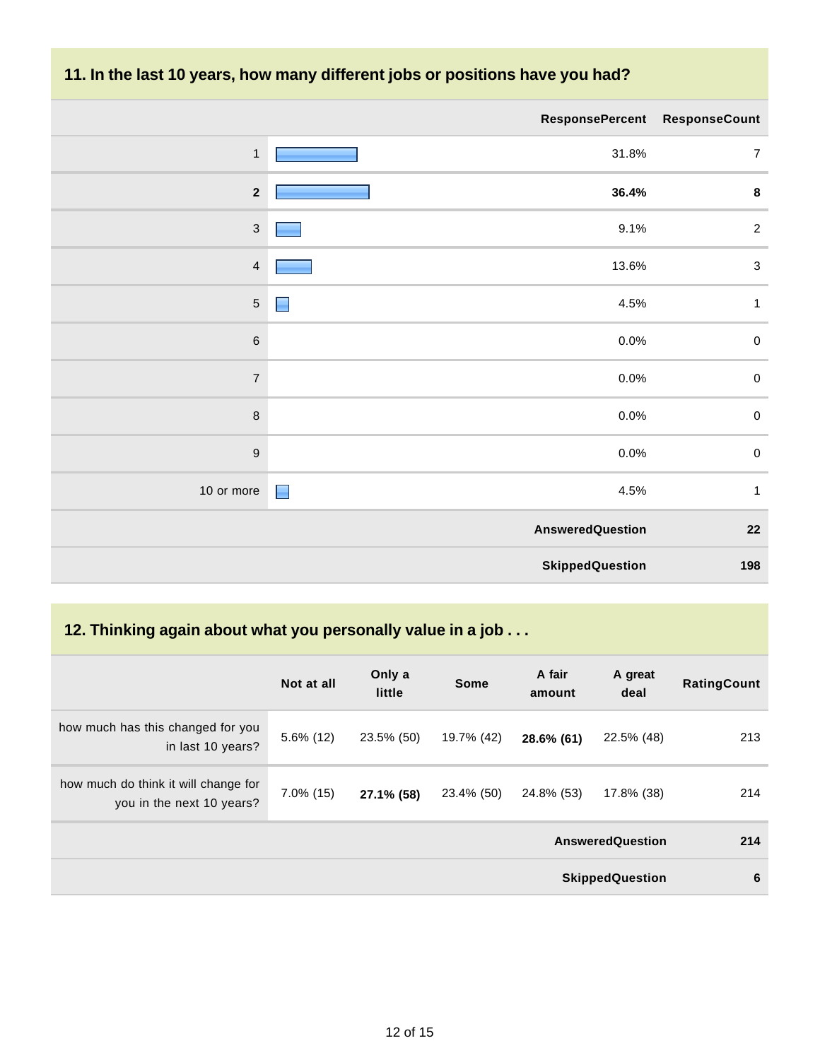## 11. In the last 10 years, how many different jobs or positions have you had?

| | ResponsePercent | ResponseCount |
|---|---|---|
| 1 | 31.8% | 7 |
| **2** | **36.4%** | **8** |
| 3 | 9.1% | 2 |
| 4 | 13.6% | 3 |
| 5 | 4.5% | 1 |
| 6 | 0.0% | 0 |
| 7 | 0.0% | 0 |
| 8 | 0.0% | 0 |
| 9 | 0.0% | 0 |
| 10 or more | 4.5% | 1 |
| | **AnsweredQuestion** | **22** |
| | **SkippedQuestion** | **198** |

## 12. Thinking again about what you personally value in a job . . .

| | Not at all | Only a little | Some | A fair amount | A great deal | RatingCount |
|---|---|---|---|---|---|---|
| how much has this changed for you in last 10 years? | 5.6% (12) | 23.5% (50) | 19.7% (42) | **28.6% (61)** | 22.5% (48) | 213 |
| how much do think it will change for you in the next 10 years? | 7.0% (15) | **27.1% (58)** | 23.4% (50) | 24.8% (53) | 17.8% (38) | 214 |
| | | | | | **AnsweredQuestion** | **214** |
| | | | | | **SkippedQuestion** | **6** |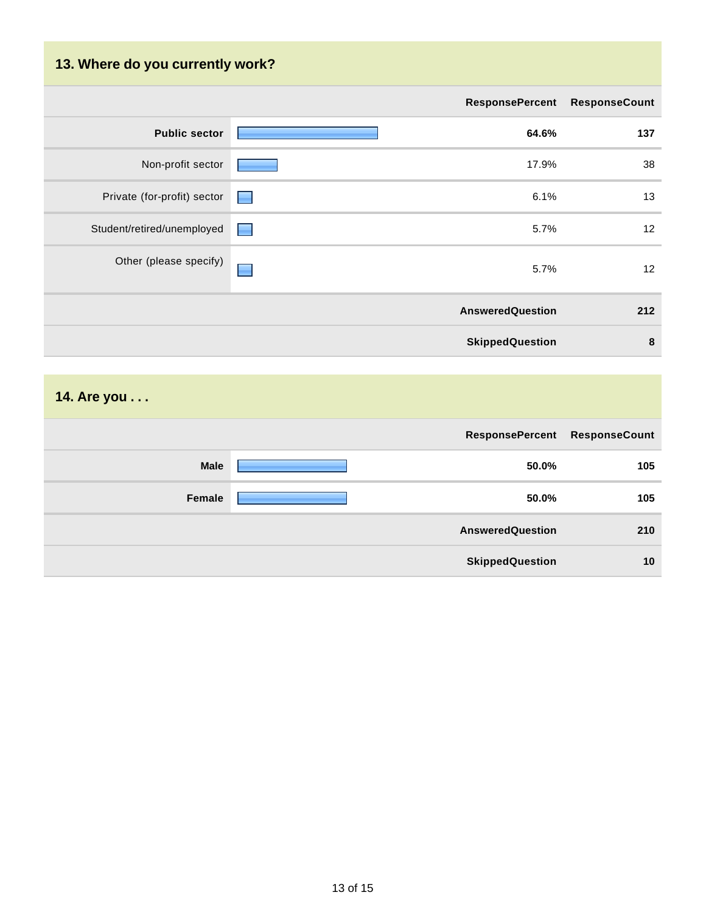## 13. Where do you currently work?

| | ResponsePercent | ResponseCount |
|---|---|---|
| **Public sector** | **64.6%** | **137** |
| Non-profit sector | 17.9% | 38 |
| Private (for-profit) sector | 6.1% | 13 |
| Student/retired/unemployed | 5.7% | 12 |
| Other (please specify) | 5.7% | 12 |
| | **AnsweredQuestion** | **212** |
| | **SkippedQuestion** | **8** |

## 14. Are you . . .

| | ResponsePercent | ResponseCount |
|---|---|---|
| **Male** | **50.0%** | **105** |
| **Female** | **50.0%** | **105** |
| | **AnsweredQuestion** | **210** |
| | **SkippedQuestion** | **10** |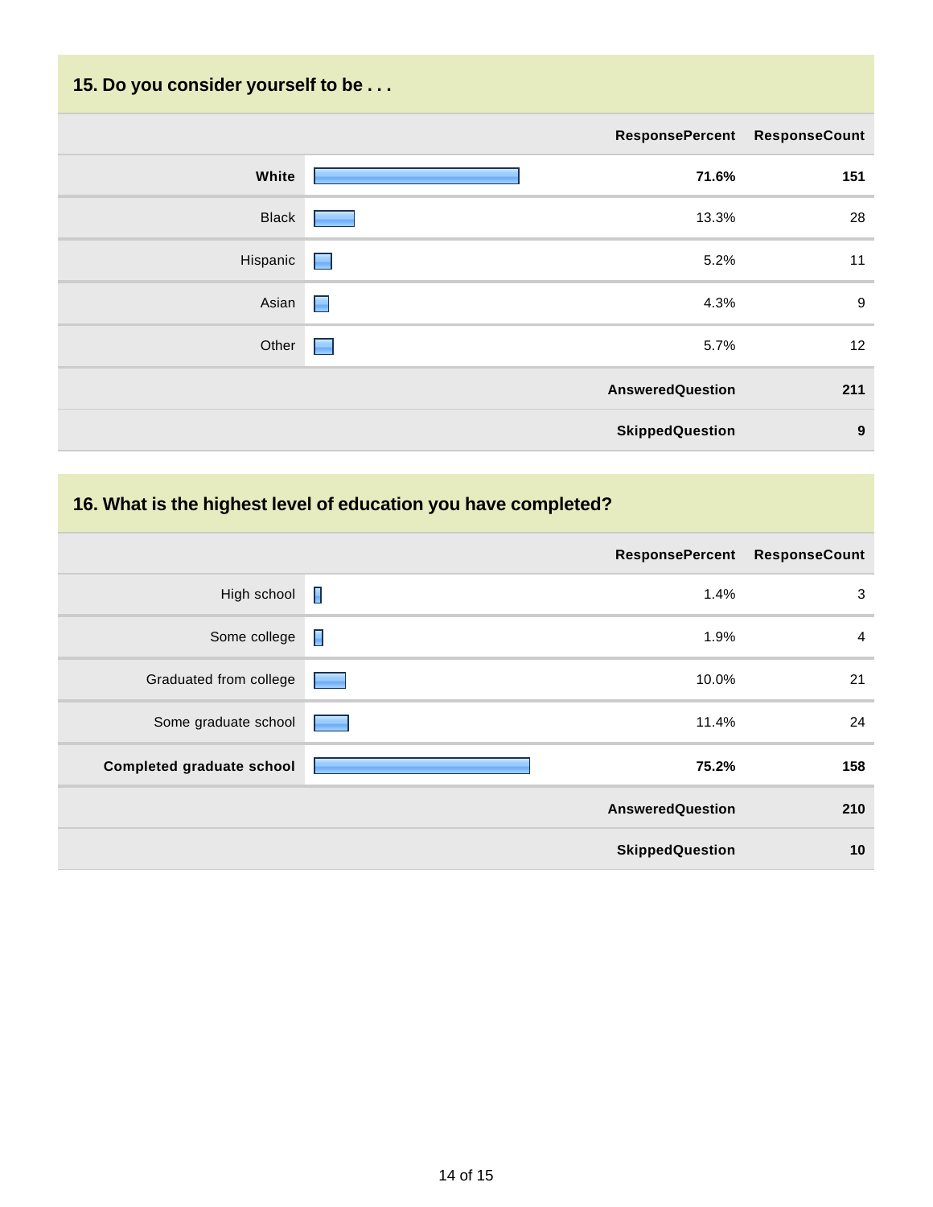## 15. Do you consider yourself to be . . .

| | Response Percent | Response Count |
|---|---|---|
| **White** | **71.6%** | **151** |
| Black | 13.3% | 28 |
| Hispanic | 5.2% | 11 |
| Asian | 4.3% | 9 |
| Other | 5.7% | 12 |
| | **answered question** | **211** |
| | **skipped question** | **9** |

## 16. What is the highest level of education you have completed?

| | Response Percent | Response Count |
|---|---|---|
| High school | 1.4% | 3 |
| Some college | 1.9% | 4 |
| Graduated from college | 10.0% | 21 |
| Some graduate school | 11.4% | 24 |
| **Completed graduate school** | **75.2%** | **158** |
| | **answered question** | **210** |
| | **skipped question** | **10** |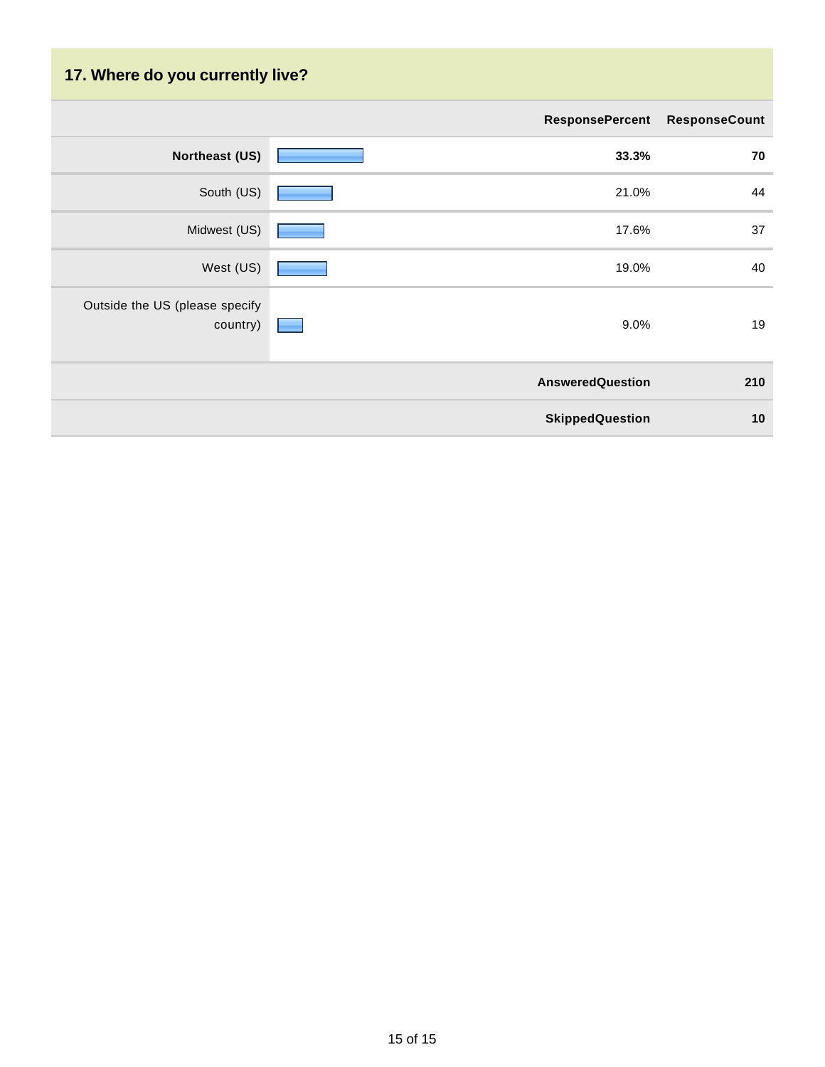## 17. Where do you currently live?

| | ResponsePercent | ResponseCount |
|---|---|---|
| **Northeast (US)** | **33.3%** | **70** |
| South (US) | 21.0% | 44 |
| Midwest (US) | 17.6% | 37 |
| West (US) | 19.0% | 40 |
| Outside the US (please specify country) | 9.0% | 19 |
| | **AnsweredQuestion** | **210** |
| | **SkippedQuestion** | **10** |